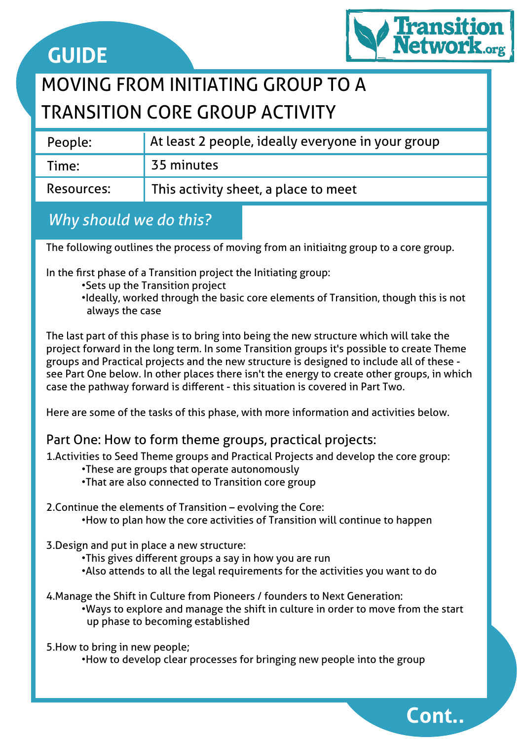GUIDE

# MOVING FROM INITIATING GROUP TO A TRANSITION CORE GROUP ACTIVITY

| People: | At least 2 people, ideally everyone in your group |
|---|---|
| Time: | 35 minutes |
| Resources: | This activity sheet, a place to meet |

## *Why should we do this?*

The following outlines the process of moving from an initiaitng group to a core group.

In the first phase of a Transition project the Initiating group:

- Sets up the Transition project
- Ideally, worked through the basic core elements of Transition, though this is not always the case

The last part of this phase is to bring into being the new structure which will take the project forward in the long term. In some Transition groups it's possible to create Theme groups and Practical projects and the new structure is designed to include all of these - see Part One below. In other places there isn't the energy to create other groups, in which case the pathway forward is different - this situation is covered in Part Two.

Here are some of the tasks of this phase, with more information and activities below.

### Part One: How to form theme groups, practical projects:

1. Activities to Seed Theme groups and Practical Projects and develop the core group:
   - These are groups that operate autonomously
   - That are also connected to Transition core group

2. Continue the elements of Transition – evolving the Core:
   - How to plan how the core activities of Transition will continue to happen

3. Design and put in place a new structure:
   - This gives different groups a say in how you are run
   - Also attends to all the legal requirements for the activities you want to do

4. Manage the Shift in Culture from Pioneers / founders to Next Generation:
   - Ways to explore and manage the shift in culture in order to move from the start up phase to becoming established

5. How to bring in new people;
   - How to develop clear processes for bringing new people into the group

Cont..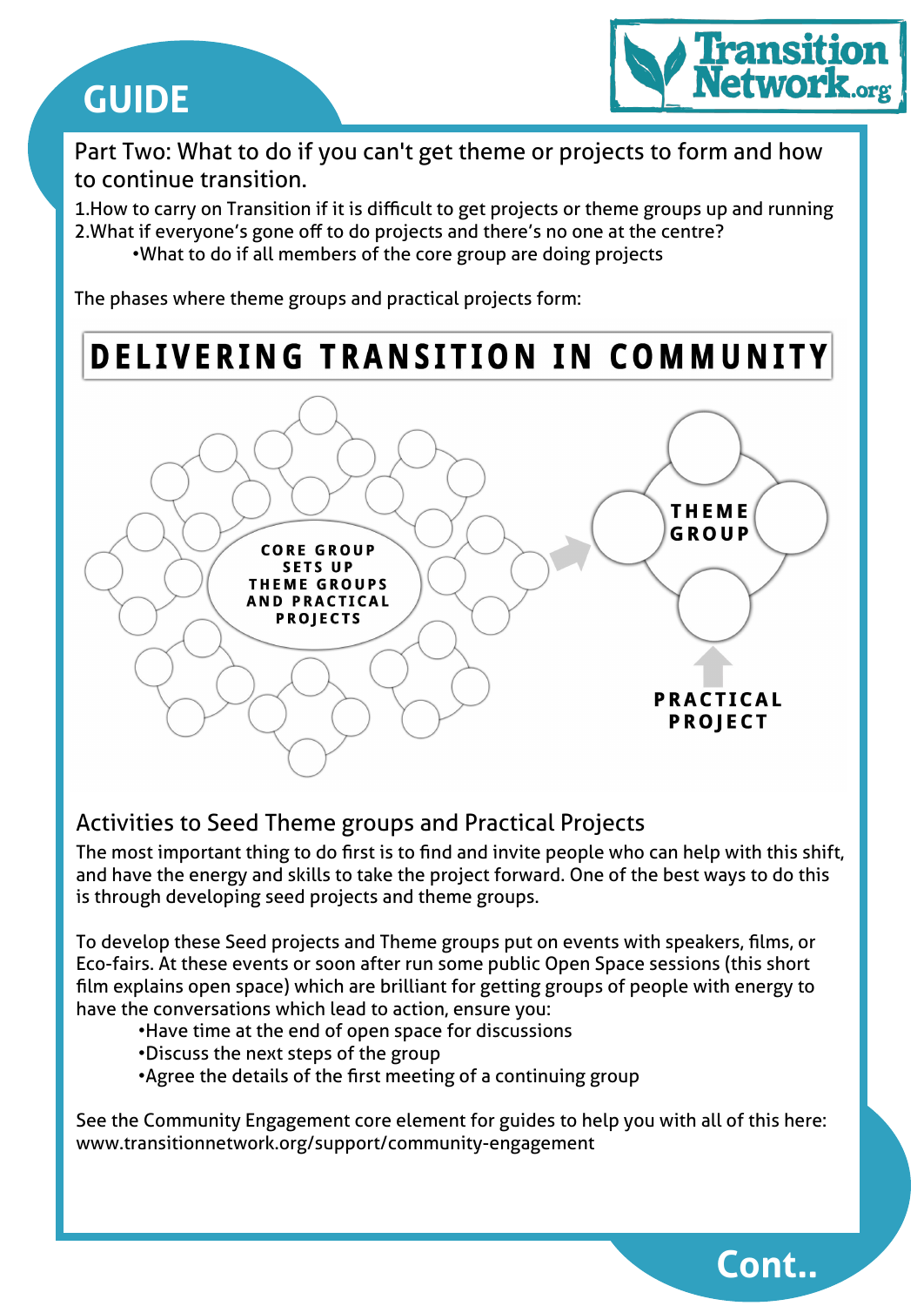# GUIDE

Part Two: What to do if you can't get theme or projects to form and how to continue transition.

1.How to carry on Transition if it is difficult to get projects or theme groups up and running
2.What if everyone's gone off to do projects and there's no one at the centre?
•What to do if all members of the core group are doing projects

The phases where theme groups and practical projects form:

**DELIVERING TRANSITION IN COMMUNITY**

CORE GROUP SETS UP THEME GROUPS AND PRACTICAL PROJECTS

THEME GROUP

PRACTICAL PROJECT

## Activities to Seed Theme groups and Practical Projects

The most important thing to do first is to find and invite people who can help with this shift, and have the energy and skills to take the project forward. One of the best ways to do this is through developing seed projects and theme groups.

To develop these Seed projects and Theme groups put on events with speakers, films, or Eco-fairs. At these events or soon after run some public Open Space sessions (this short film explains open space) which are brilliant for getting groups of people with energy to have the conversations which lead to action, ensure you:

- Have time at the end of open space for discussions
- Discuss the next steps of the group
- Agree the details of the first meeting of a continuing group

See the Community Engagement core element for guides to help you with all of this here: www.transitionnetwork.org/support/community-engagement

Cont..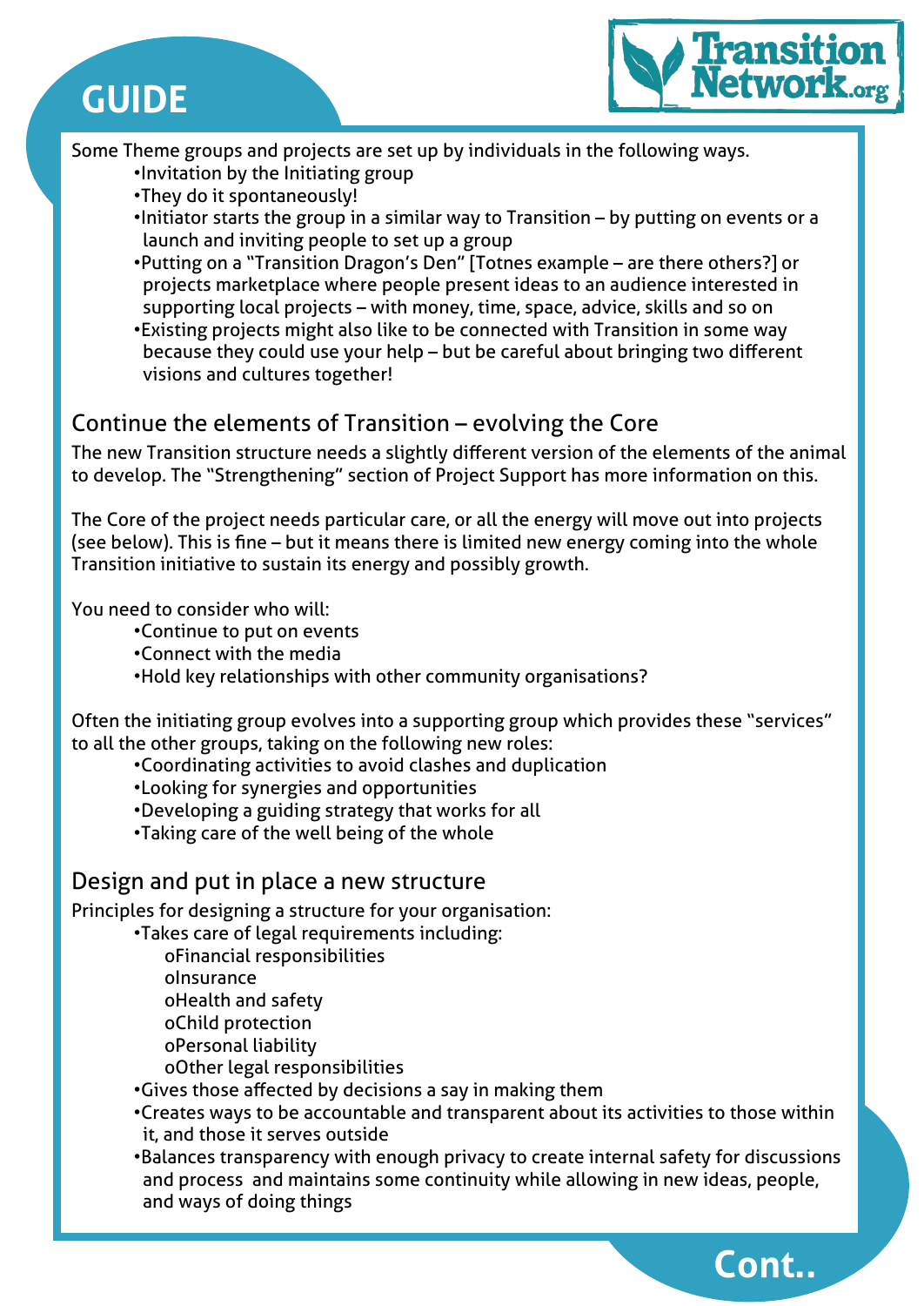Some Theme groups and projects are set up by individuals in the following ways.

- Invitation by the Initiating group
- They do it spontaneously!
- Initiator starts the group in a similar way to Transition – by putting on events or a launch and inviting people to set up a group
- Putting on a "Transition Dragon's Den" [Totnes example – are there others?] or projects marketplace where people present ideas to an audience interested in supporting local projects – with money, time, space, advice, skills and so on
- Existing projects might also like to be connected with Transition in some way because they could use your help – but be careful about bringing two different visions and cultures together!

## Continue the elements of Transition – evolving the Core

The new Transition structure needs a slightly different version of the elements of the animal to develop. The "Strengthening" section of Project Support has more information on this.

The Core of the project needs particular care, or all the energy will move out into projects (see below). This is fine – but it means there is limited new energy coming into the whole Transition initiative to sustain its energy and possibly growth.

You need to consider who will:

- Continue to put on events
- Connect with the media
- Hold key relationships with other community organisations?

Often the initiating group evolves into a supporting group which provides these "services" to all the other groups, taking on the following new roles:

- Coordinating activities to avoid clashes and duplication
- Looking for synergies and opportunities
- Developing a guiding strategy that works for all
- Taking care of the well being of the whole

## Design and put in place a new structure

Principles for designing a structure for your organisation:

- Takes care of legal requirements including:
  - Financial responsibilities
  - Insurance
  - Health and safety
  - Child protection
  - Personal liability
  - Other legal responsibilities
- Gives those affected by decisions a say in making them
- Creates ways to be accountable and transparent about its activities to those within it, and those it serves outside
- Balances transparency with enough privacy to create internal safety for discussions and process and maintains some continuity while allowing in new ideas, people, and ways of doing things

Cont..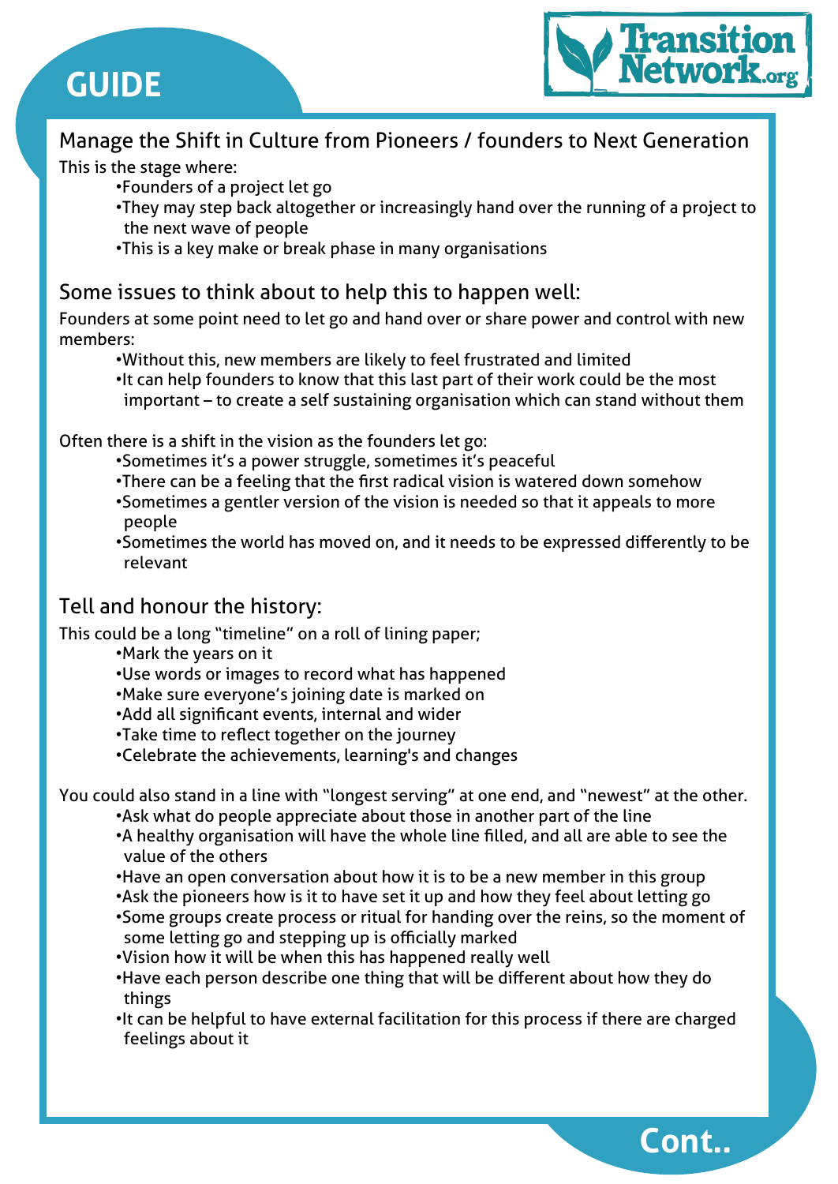# GUIDE

## Manage the Shift in Culture from Pioneers / founders to Next Generation

This is the stage where:

- Founders of a project let go
- They may step back altogether or increasingly hand over the running of a project to the next wave of people
- This is a key make or break phase in many organisations

## Some issues to think about to help this to happen well:

Founders at some point need to let go and hand over or share power and control with new members:

- Without this, new members are likely to feel frustrated and limited
- It can help founders to know that this last part of their work could be the most important – to create a self sustaining organisation which can stand without them

Often there is a shift in the vision as the founders let go:

- Sometimes it's a power struggle, sometimes it's peaceful
- There can be a feeling that the first radical vision is watered down somehow
- Sometimes a gentler version of the vision is needed so that it appeals to more people
- Sometimes the world has moved on, and it needs to be expressed differently to be relevant

## Tell and honour the history:

This could be a long "timeline" on a roll of lining paper;

- Mark the years on it
- Use words or images to record what has happened
- Make sure everyone's joining date is marked on
- Add all significant events, internal and wider
- Take time to reflect together on the journey
- Celebrate the achievements, learning's and changes

You could also stand in a line with "longest serving" at one end, and "newest" at the other.

- Ask what do people appreciate about those in another part of the line
- A healthy organisation will have the whole line filled, and all are able to see the value of the others
- Have an open conversation about how it is to be a new member in this group
- Ask the pioneers how is it to have set it up and how they feel about letting go
- Some groups create process or ritual for handing over the reins, so the moment of some letting go and stepping up is officially marked
- Vision how it will be when this has happened really well
- Have each person describe one thing that will be different about how they do things
- It can be helpful to have external facilitation for this process if there are charged feelings about it

Cont..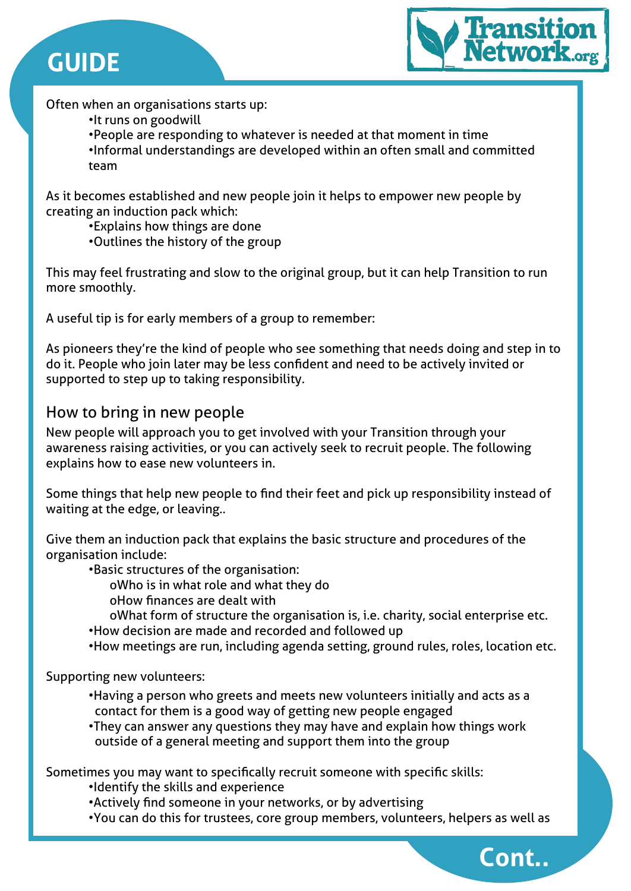# GUIDE

Often when an organisations starts up:

- It runs on goodwill
- People are responding to whatever is needed at that moment in time
- Informal understandings are developed within an often small and committed team

As it becomes established and new people join it helps to empower new people by creating an induction pack which:

- Explains how things are done
- Outlines the history of the group

This may feel frustrating and slow to the original group, but it can help Transition to run more smoothly.

A useful tip is for early members of a group to remember:

As pioneers they're the kind of people who see something that needs doing and step in to do it. People who join later may be less confident and need to be actively invited or supported to step up to taking responsibility.

## How to bring in new people

New people will approach you to get involved with your Transition through your awareness raising activities, or you can actively seek to recruit people. The following explains how to ease new volunteers in.

Some things that help new people to find their feet and pick up responsibility instead of waiting at the edge, or leaving..

Give them an induction pack that explains the basic structure and procedures of the organisation include:

- Basic structures of the organisation:
  - Who is in what role and what they do
  - How finances are dealt with
  - What form of structure the organisation is, i.e. charity, social enterprise etc.
- How decision are made and recorded and followed up
- How meetings are run, including agenda setting, ground rules, roles, location etc.

Supporting new volunteers:

- Having a person who greets and meets new volunteers initially and acts as a contact for them is a good way of getting new people engaged
- They can answer any questions they may have and explain how things work outside of a general meeting and support them into the group

Sometimes you may want to specifically recruit someone with specific skills:

- Identify the skills and experience
- Actively find someone in your networks, or by advertising
- You can do this for trustees, core group members, volunteers, helpers as well as

Cont..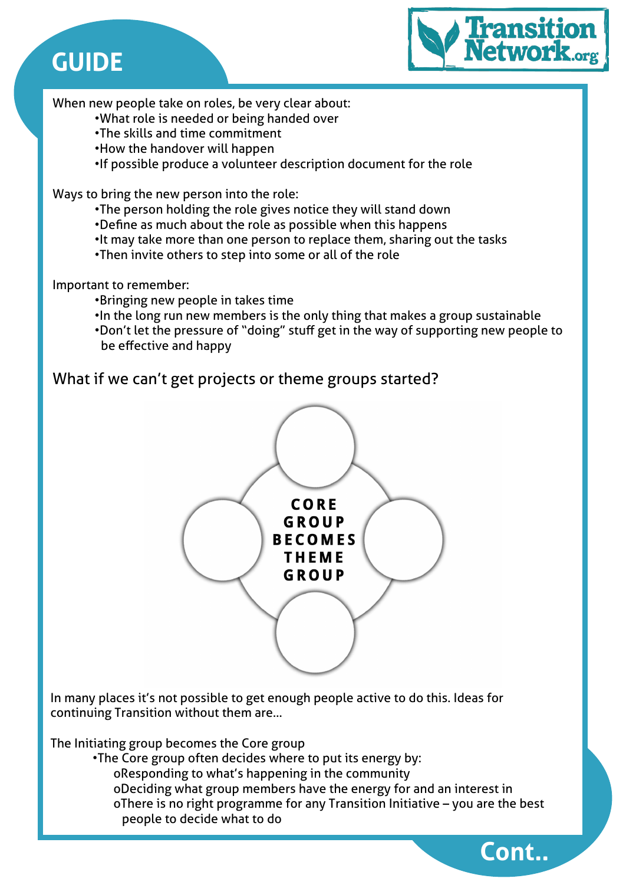# GUIDE

When new people take on roles, be very clear about:

- What role is needed or being handed over
- The skills and time commitment
- How the handover will happen
- If possible produce a volunteer description document for the role

Ways to bring the new person into the role:

- The person holding the role gives notice they will stand down
- Define as much about the role as possible when this happens
- It may take more than one person to replace them, sharing out the tasks
- Then invite others to step into some or all of the role

Important to remember:

- Bringing new people in takes time
- In the long run new members is the only thing that makes a group sustainable
- Don't let the pressure of "doing" stuff get in the way of supporting new people to be effective and happy

## What if we can't get projects or theme groups started?

**CORE GROUP BECOMES THEME GROUP**

In many places it's not possible to get enough people active to do this. Ideas for continuing Transition without them are…

The Initiating group becomes the Core group

- The Core group often decides where to put its energy by:
  - Responding to what's happening in the community
  - Deciding what group members have the energy for and an interest in
  - There is no right programme for any Transition Initiative – you are the best people to decide what to do

Cont..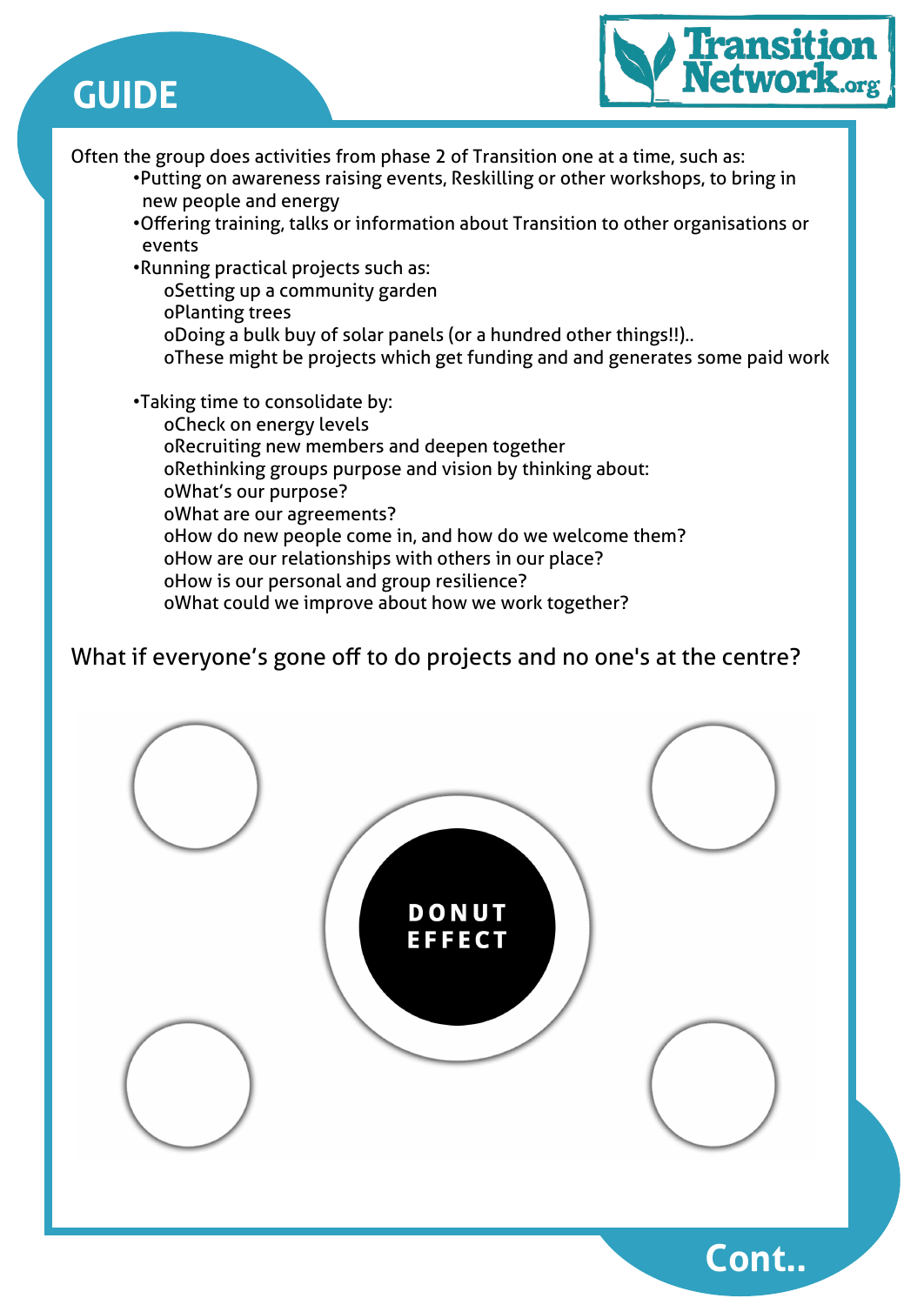# GUIDE

Often the group does activities from phase 2 of Transition one at a time, such as:

- Putting on awareness raising events, Reskilling or other workshops, to bring in new people and energy
- Offering training, talks or information about Transition to other organisations or events
- Running practical projects such as:
  - Setting up a community garden
  - Planting trees
  - Doing a bulk buy of solar panels (or a hundred other things!!)..
  - These might be projects which get funding and and generates some paid work

- Taking time to consolidate by:
  - Check on energy levels
  - Recruiting new members and deepen together
  - Rethinking groups purpose and vision by thinking about:
  - What's our purpose?
  - What are our agreements?
  - How do new people come in, and how do we welcome them?
  - How are our relationships with others in our place?
  - How is our personal and group resilience?
  - What could we improve about how we work together?

What if everyone's gone off to do projects and no one's at the centre?

DONUT EFFECT

Cont..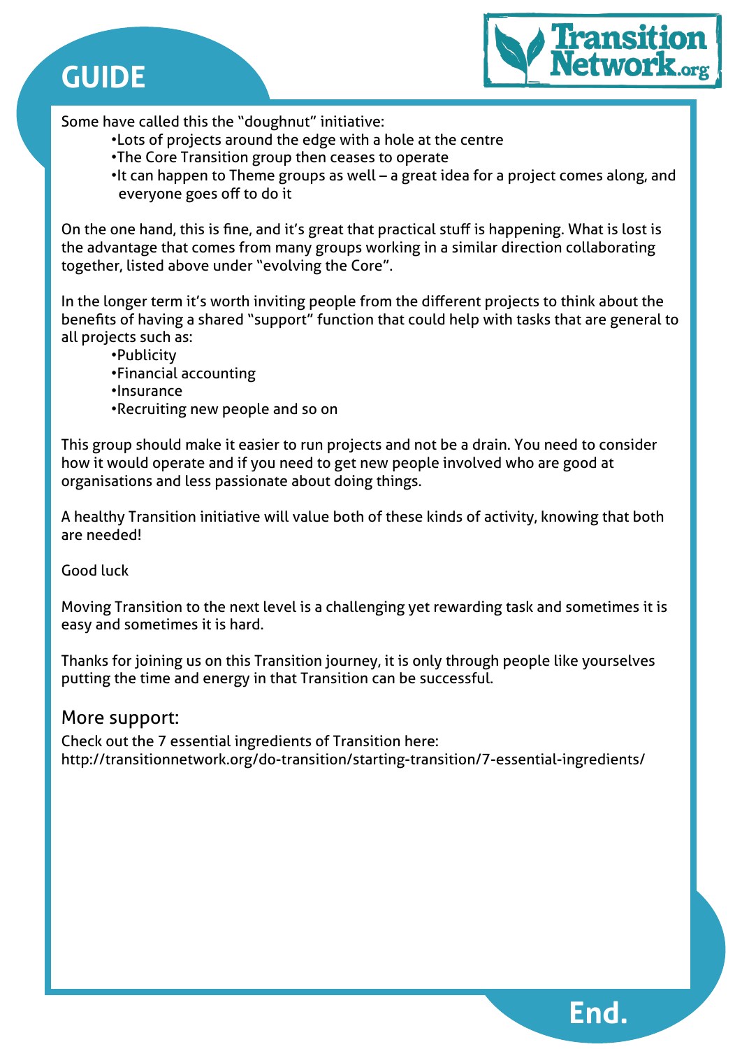# GUIDE

Some have called this the "doughnut" initiative:

- Lots of projects around the edge with a hole at the centre
- The Core Transition group then ceases to operate
- It can happen to Theme groups as well – a great idea for a project comes along, and everyone goes off to do it

On the one hand, this is fine, and it's great that practical stuff is happening. What is lost is the advantage that comes from many groups working in a similar direction collaborating together, listed above under "evolving the Core".

In the longer term it's worth inviting people from the different projects to think about the benefits of having a shared "support" function that could help with tasks that are general to all projects such as:

- Publicity
- Financial accounting
- Insurance
- Recruiting new people and so on

This group should make it easier to run projects and not be a drain. You need to consider how it would operate and if you need to get new people involved who are good at organisations and less passionate about doing things.

A healthy Transition initiative will value both of these kinds of activity, knowing that both are needed!

Good luck

Moving Transition to the next level is a challenging yet rewarding task and sometimes it is easy and sometimes it is hard.

Thanks for joining us on this Transition journey, it is only through people like yourselves putting the time and energy in that Transition can be successful.

## More support:

Check out the 7 essential ingredients of Transition here:
http://transitionnetwork.org/do-transition/starting-transition/7-essential-ingredients/

**End.**